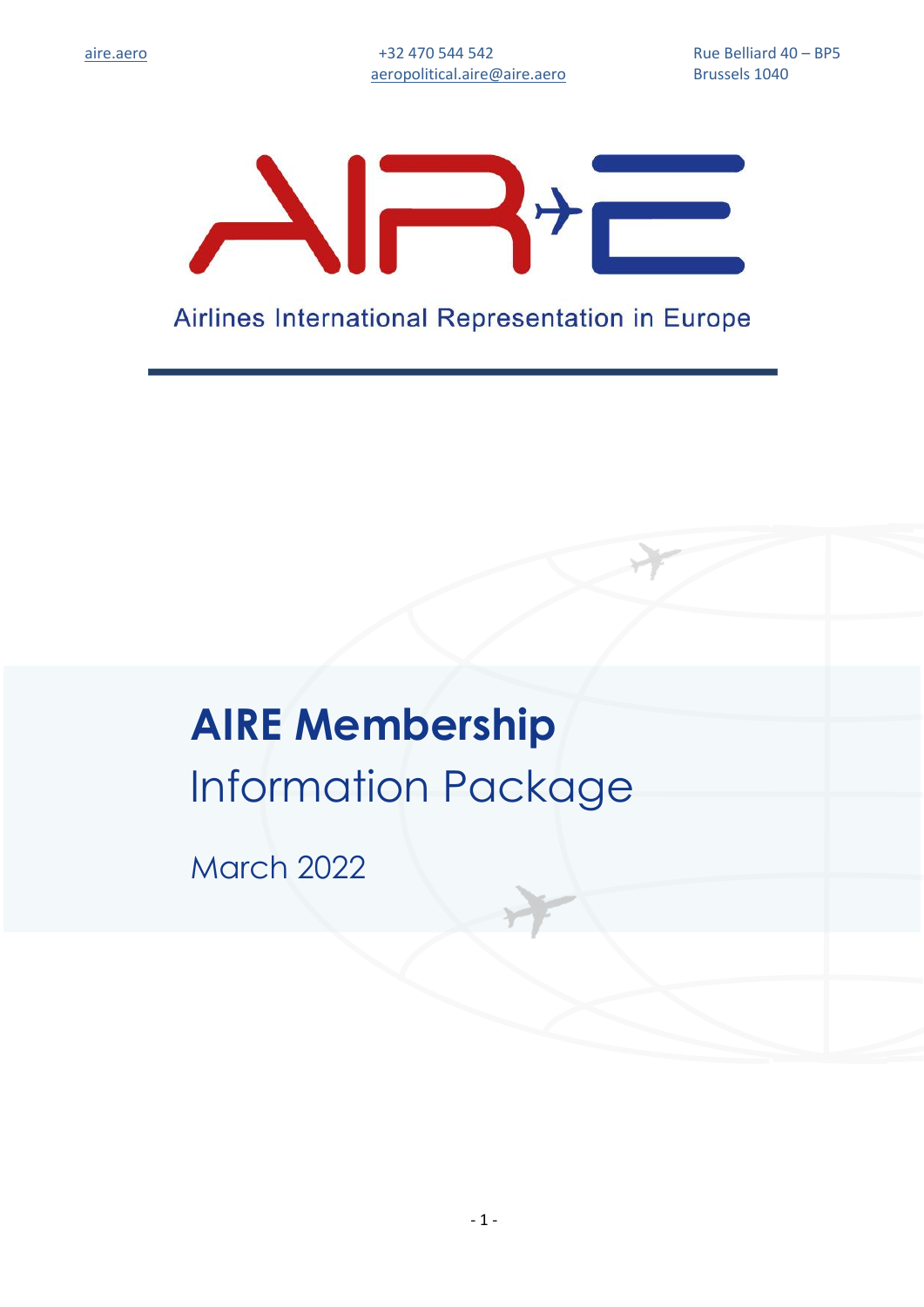aire.aero

+32 470 544 542
aeropolitical.aire@aire.aero

Rue Belliard 40 – BP5
Brussels 1040

AIRE

Airlines International Representation in Europe

# **AIRE Membership**
# Information Package

March 2022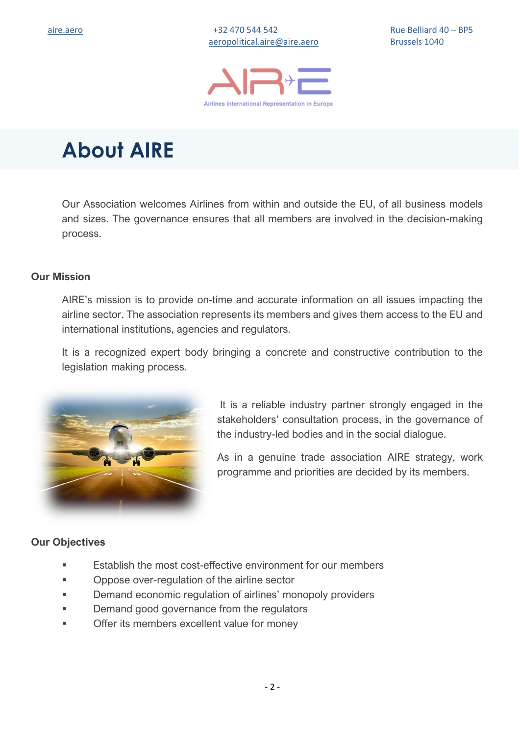# About AIRE

Our Association welcomes Airlines from within and outside the EU, of all business models and sizes. The governance ensures that all members are involved in the decision-making process.

### Our Mission

AIRE's mission is to provide on-time and accurate information on all issues impacting the airline sector. The association represents its members and gives them access to the EU and international institutions, agencies and regulators.

It is a recognized expert body bringing a concrete and constructive contribution to the legislation making process.

It is a reliable industry partner strongly engaged in the stakeholders' consultation process, in the governance of the industry-led bodies and in the social dialogue.

As in a genuine trade association AIRE strategy, work programme and priorities are decided by its members.

### Our Objectives

- Establish the most cost-effective environment for our members
- Oppose over-regulation of the airline sector
- Demand economic regulation of airlines' monopoly providers
- Demand good governance from the regulators
- Offer its members excellent value for money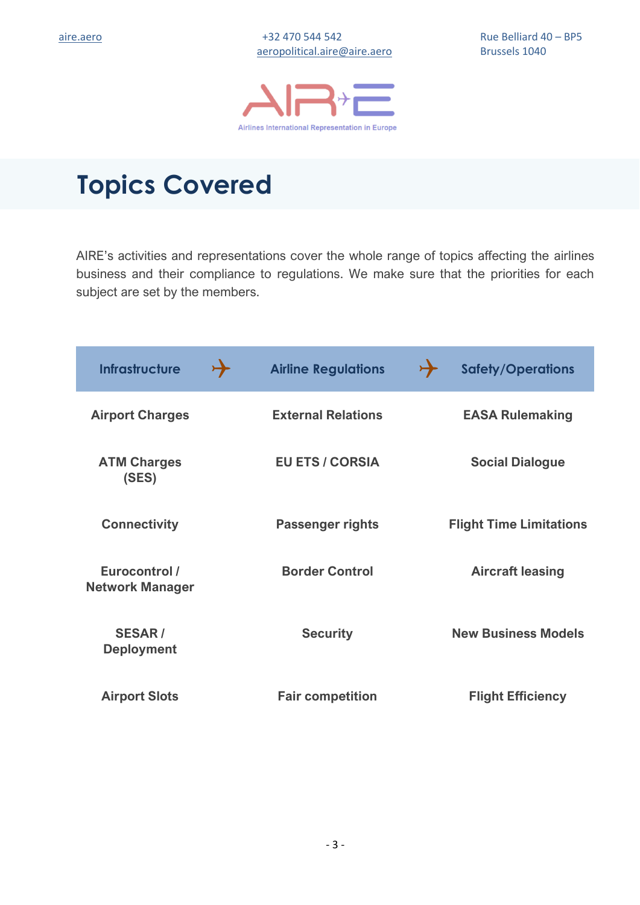# Topics Covered

AIRE's activities and representations cover the whole range of topics affecting the airlines business and their compliance to regulations. We make sure that the priorities for each subject are set by the members.

| Infrastructure | Airline Regulations | Safety/Operations |
|---|---|---|
| **Airport Charges** | **External Relations** | **EASA Rulemaking** |
| **ATM Charges (SES)** | **EU ETS / CORSIA** | **Social Dialogue** |
| **Connectivity** | **Passenger rights** | **Flight Time Limitations** |
| **Eurocontrol / Network Manager** | **Border Control** | **Aircraft leasing** |
| **SESAR / Deployment** | **Security** | **New Business Models** |
| **Airport Slots** | **Fair competition** | **Flight Efficiency** |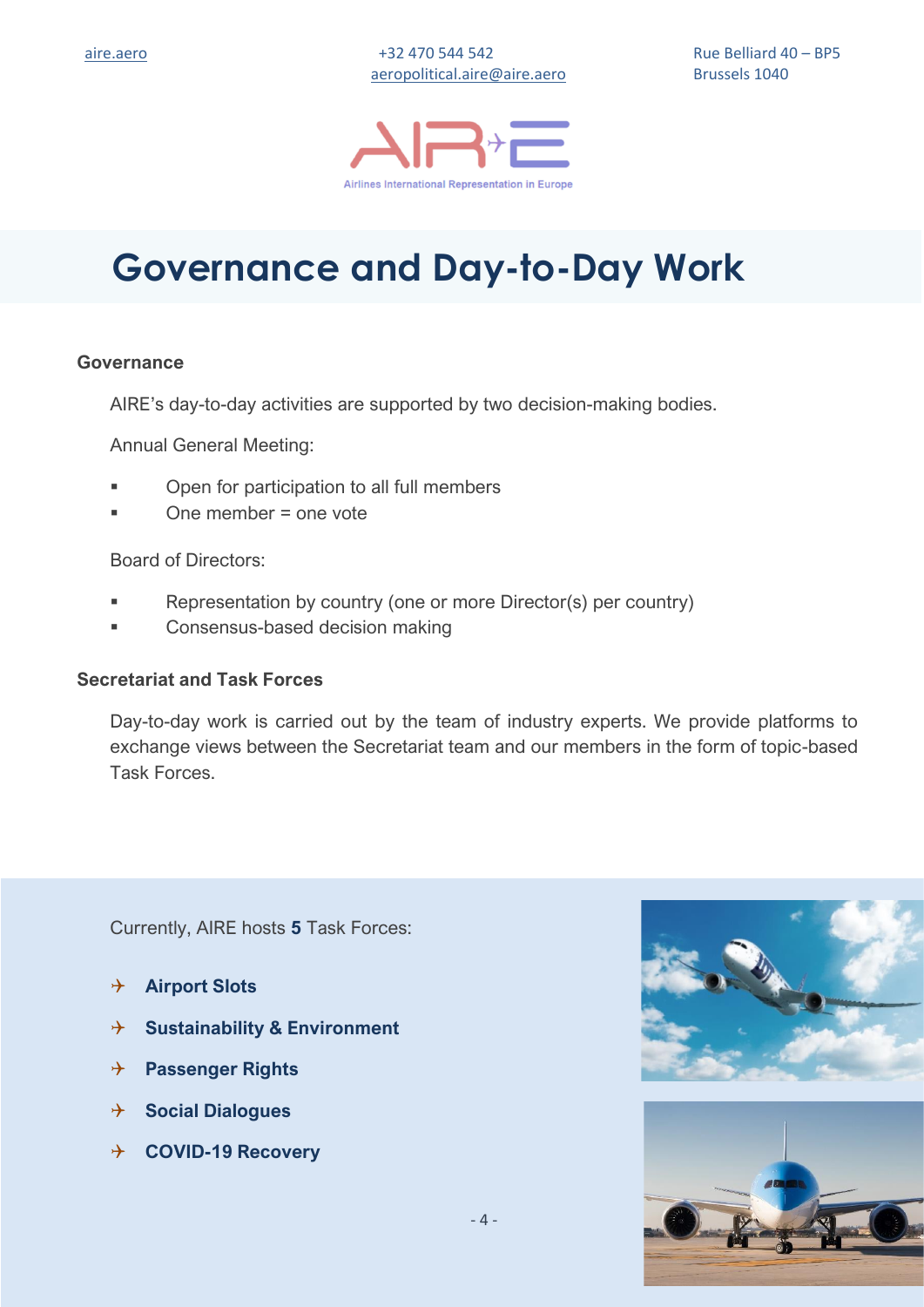# Governance and Day-to-Day Work

### Governance

AIRE's day-to-day activities are supported by two decision-making bodies.

Annual General Meeting:

- Open for participation to all full members
- One member = one vote

Board of Directors:

- Representation by country (one or more Director(s) per country)
- Consensus-based decision making

### Secretariat and Task Forces

Day-to-day work is carried out by the team of industry experts. We provide platforms to exchange views between the Secretariat team and our members in the form of topic-based Task Forces.

Currently, AIRE hosts **5** Task Forces:

- **Airport Slots**
- **Sustainability & Environment**
- **Passenger Rights**
- **Social Dialogues**
- **COVID-19 Recovery**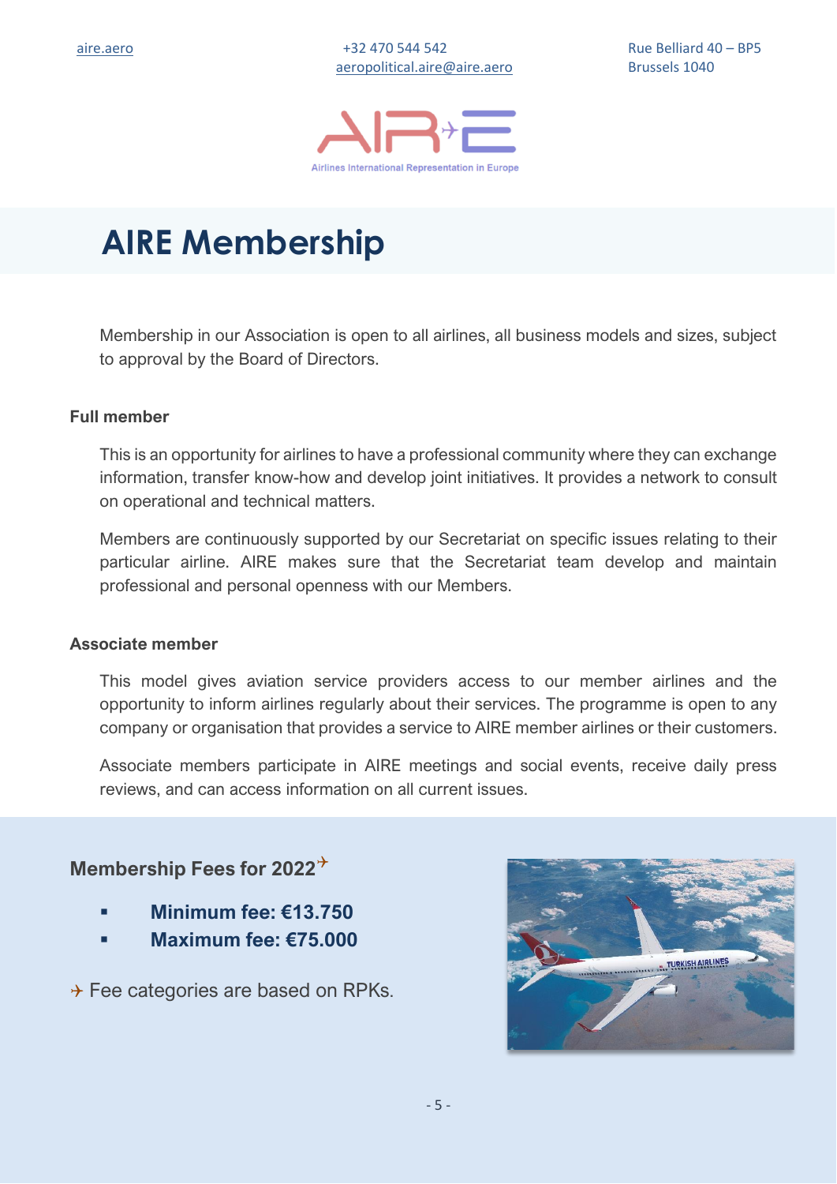# AIRE Membership

Membership in our Association is open to all airlines, all business models and sizes, subject to approval by the Board of Directors.

### Full member

This is an opportunity for airlines to have a professional community where they can exchange information, transfer know-how and develop joint initiatives. It provides a network to consult on operational and technical matters.

Members are continuously supported by our Secretariat on specific issues relating to their particular airline. AIRE makes sure that the Secretariat team develop and maintain professional and personal openness with our Members.

### Associate member

This model gives aviation service providers access to our member airlines and the opportunity to inform airlines regularly about their services. The programme is open to any company or organisation that provides a service to AIRE member airlines or their customers.

Associate members participate in AIRE meetings and social events, receive daily press reviews, and can access information on all current issues.

### Membership Fees for 2022✈

- **Minimum fee: €13.750**
- **Maximum fee: €75.000**

✈ Fee categories are based on RPKs.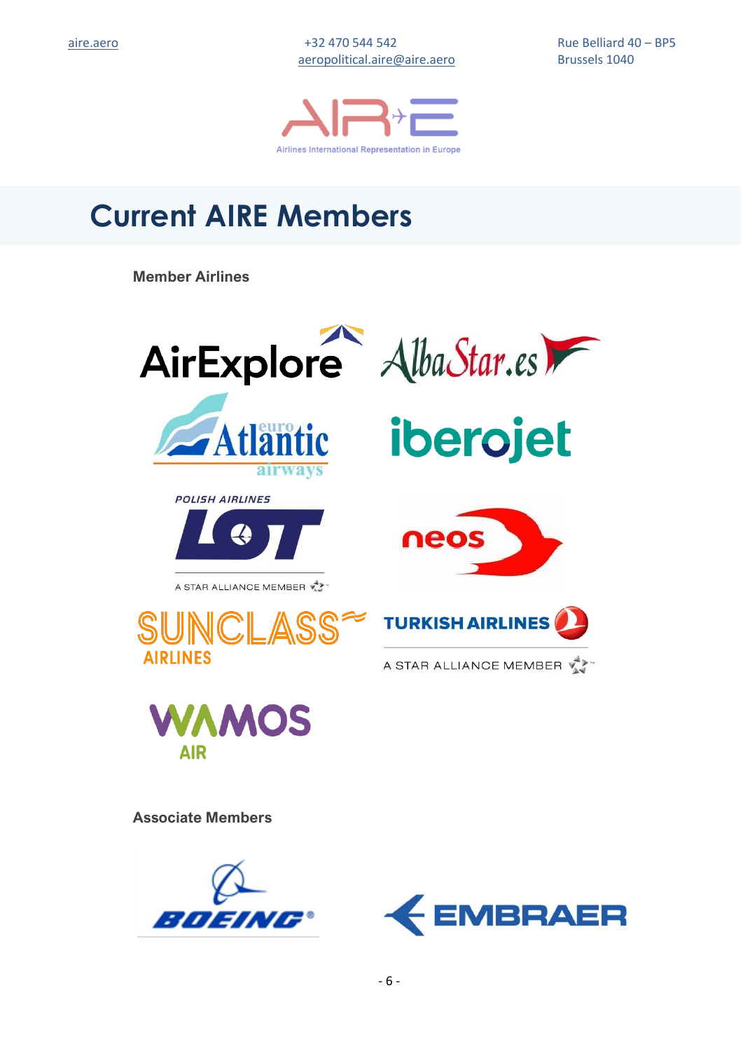# Current AIRE Members

**Member Airlines**

AirExplore

AlbaStar.es

euroAtlantic airways

iberojet

POLISH AIRLINES LOT – A STAR ALLIANCE MEMBER

neos

SUNCLASS AIRLINES

TURKISH AIRLINES – A STAR ALLIANCE MEMBER

WAMOS AIR

**Associate Members**

BOEING

EMBRAER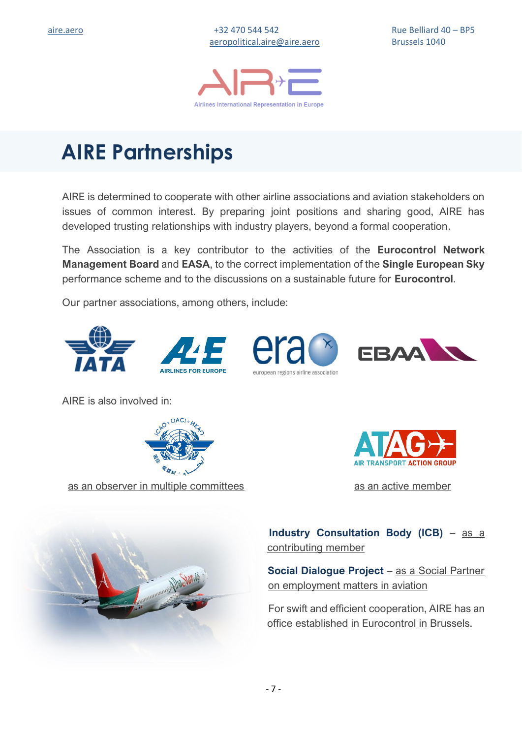# AIRE Partnerships

AIRE is determined to cooperate with other airline associations and aviation stakeholders on issues of common interest. By preparing joint positions and sharing good, AIRE has developed trusting relationships with industry players, beyond a formal cooperation.

The Association is a key contributor to the activities of the **Eurocontrol Network Management Board** and **EASA**, to the correct implementation of the **Single European Sky** performance scheme and to the discussions on a sustainable future for **Eurocontrol**.

Our partner associations, among others, include:

AIRE is also involved in:

as an observer in multiple committees

as an active member

**Industry Consultation Body (ICB)** – as a contributing member

**Social Dialogue Project** – as a Social Partner on employment matters in aviation

For swift and efficient cooperation, AIRE has an office established in Eurocontrol in Brussels.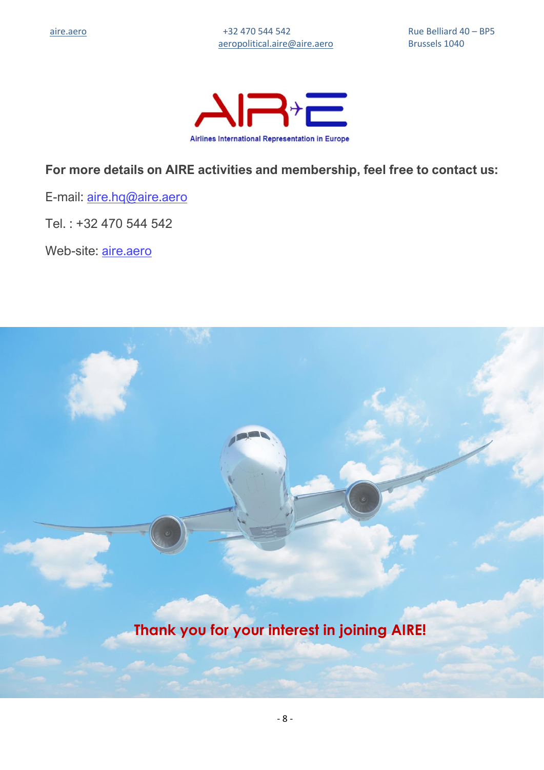**For more details on AIRE activities and membership, feel free to contact us:**

E-mail: aire.hq@aire.aero

Tel. : +32 470 544 542

Web-site: aire.aero

Thank you for your interest in joining AIRE!